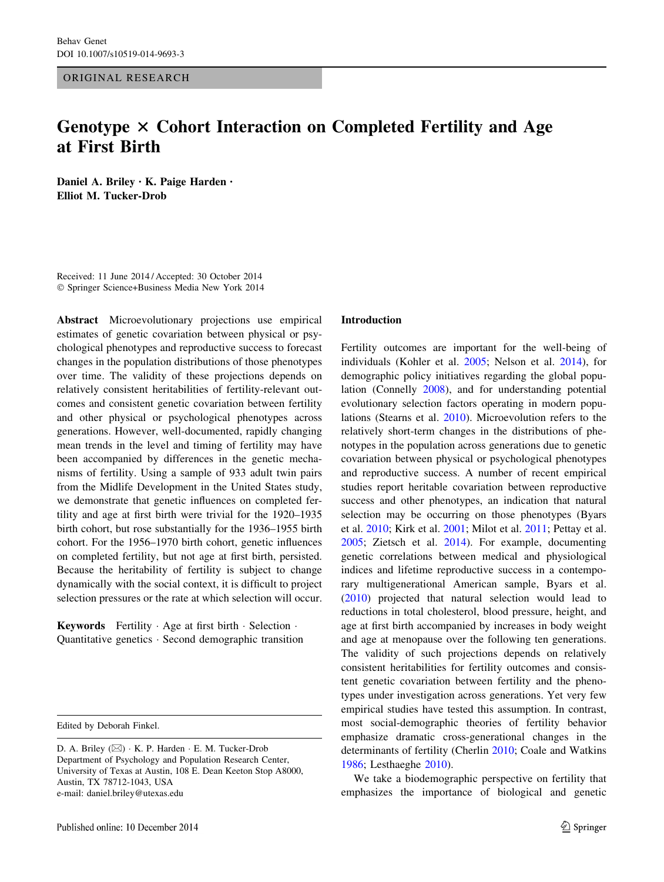ORIGINAL RESEARCH

# Genotype × Cohort Interaction on Completed Fertility and Age at First Birth

**Daniel A. Briley · K. Paige Harden · Elliot M. Tucker-Drob**

Received: 11 June 2014 / Accepted: 30 October 2014
© Springer Science+Business Media New York 2014

**Abstract** Microevolutionary projections use empirical estimates of genetic covariation between physical or psychological phenotypes and reproductive success to forecast changes in the population distributions of those phenotypes over time. The validity of these projections depends on relatively consistent heritabilities of fertility-relevant outcomes and consistent genetic covariation between fertility and other physical or psychological phenotypes across generations. However, well-documented, rapidly changing mean trends in the level and timing of fertility may have been accompanied by differences in the genetic mechanisms of fertility. Using a sample of 933 adult twin pairs from the Midlife Development in the United States study, we demonstrate that genetic influences on completed fertility and age at first birth were trivial for the 1920–1935 birth cohort, but rose substantially for the 1936–1955 birth cohort. For the 1956–1970 birth cohort, genetic influences on completed fertility, but not age at first birth, persisted. Because the heritability of fertility is subject to change dynamically with the social context, it is difficult to project selection pressures or the rate at which selection will occur.

**Keywords** Fertility · Age at first birth · Selection · Quantitative genetics · Second demographic transition

Edited by Deborah Finkel.

D. A. Briley (✉) · K. P. Harden · E. M. Tucker-Drob
Department of Psychology and Population Research Center, University of Texas at Austin, 108 E. Dean Keeton Stop A8000, Austin, TX 78712-1043, USA
e-mail: daniel.briley@utexas.edu

## Introduction

Fertility outcomes are important for the well-being of individuals (Kohler et al. 2005; Nelson et al. 2014), for demographic policy initiatives regarding the global population (Connelly 2008), and for understanding potential evolutionary selection factors operating in modern populations (Stearns et al. 2010). Microevolution refers to the relatively short-term changes in the distributions of phenotypes in the population across generations due to genetic covariation between physical or psychological phenotypes and reproductive success. A number of recent empirical studies report heritable covariation between reproductive success and other phenotypes, an indication that natural selection may be occurring on those phenotypes (Byars et al. 2010; Kirk et al. 2001; Milot et al. 2011; Pettay et al. 2005; Zietsch et al. 2014). For example, documenting genetic correlations between medical and physiological indices and lifetime reproductive success in a contemporary multigenerational American sample, Byars et al. (2010) projected that natural selection would lead to reductions in total cholesterol, blood pressure, height, and age at first birth accompanied by increases in body weight and age at menopause over the following ten generations. The validity of such projections depends on relatively consistent heritabilities for fertility outcomes and consistent genetic covariation between fertility and the phenotypes under investigation across generations. Yet very few empirical studies have tested this assumption. In contrast, most social-demographic theories of fertility behavior emphasize dramatic cross-generational changes in the determinants of fertility (Cherlin 2010; Coale and Watkins 1986; Lesthaeghe 2010).

We take a biodemographic perspective on fertility that emphasizes the importance of biological and genetic

Published online: 10 December 2014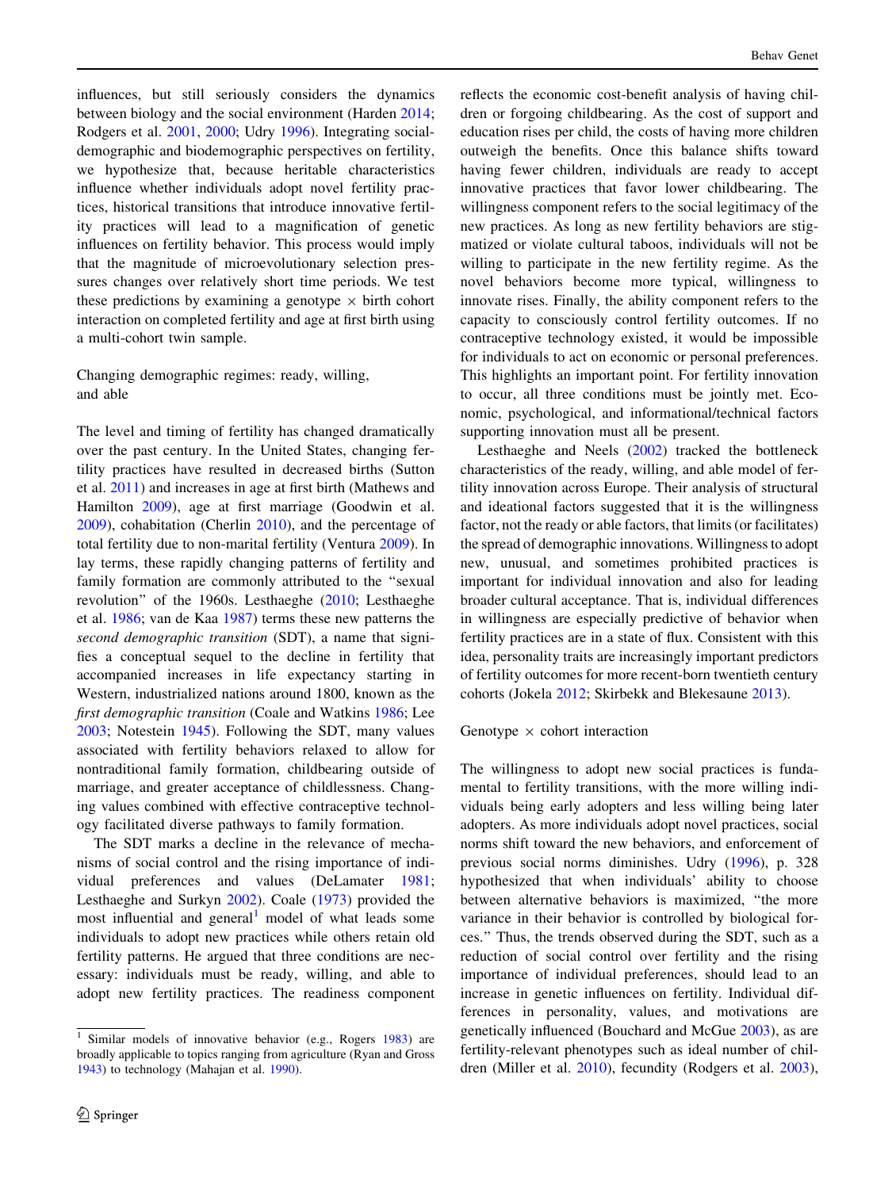influences, but still seriously considers the dynamics between biology and the social environment (Harden 2014; Rodgers et al. 2001, 2000; Udry 1996). Integrating social-demographic and biodemographic perspectives on fertility, we hypothesize that, because heritable characteristics influence whether individuals adopt novel fertility practices, historical transitions that introduce innovative fertility practices will lead to a magnification of genetic influences on fertility behavior. This process would imply that the magnitude of microevolutionary selection pressures changes over relatively short time periods. We test these predictions by examining a genotype × birth cohort interaction on completed fertility and age at first birth using a multi-cohort twin sample.

## Changing demographic regimes: ready, willing, and able

The level and timing of fertility has changed dramatically over the past century. In the United States, changing fertility practices have resulted in decreased births (Sutton et al. 2011) and increases in age at first birth (Mathews and Hamilton 2009), age at first marriage (Goodwin et al. 2009), cohabitation (Cherlin 2010), and the percentage of total fertility due to non-marital fertility (Ventura 2009). In lay terms, these rapidly changing patterns of fertility and family formation are commonly attributed to the "sexual revolution" of the 1960s. Lesthaeghe (2010; Lesthaeghe et al. 1986; van de Kaa 1987) terms these new patterns the *second demographic transition* (SDT), a name that signifies a conceptual sequel to the decline in fertility that accompanied increases in life expectancy starting in Western, industrialized nations around 1800, known as the *first demographic transition* (Coale and Watkins 1986; Lee 2003; Notestein 1945). Following the SDT, many values associated with fertility behaviors relaxed to allow for nontraditional family formation, childbearing outside of marriage, and greater acceptance of childlessness. Changing values combined with effective contraceptive technology facilitated diverse pathways to family formation.

The SDT marks a decline in the relevance of mechanisms of social control and the rising importance of individual preferences and values (DeLamater 1981; Lesthaeghe and Surkyn 2002). Coale (1973) provided the most influential and general[1] model of what leads some individuals to adopt new practices while others retain old fertility patterns. He argued that three conditions are necessary: individuals must be ready, willing, and able to adopt new fertility practices. The readiness component reflects the economic cost-benefit analysis of having children or forgoing childbearing. As the cost of support and education rises per child, the costs of having more children outweigh the benefits. Once this balance shifts toward having fewer children, individuals are ready to accept innovative practices that favor lower childbearing. The willingness component refers to the social legitimacy of the new practices. As long as new fertility behaviors are stigmatized or violate cultural taboos, individuals will not be willing to participate in the new fertility regime. As the novel behaviors become more typical, willingness to innovate rises. Finally, the ability component refers to the capacity to consciously control fertility outcomes. If no contraceptive technology existed, it would be impossible for individuals to act on economic or personal preferences. This highlights an important point. For fertility innovation to occur, all three conditions must be jointly met. Economic, psychological, and informational/technical factors supporting innovation must all be present.

Lesthaeghe and Neels (2002) tracked the bottleneck characteristics of the ready, willing, and able model of fertility innovation across Europe. Their analysis of structural and ideational factors suggested that it is the willingness factor, not the ready or able factors, that limits (or facilitates) the spread of demographic innovations. Willingness to adopt new, unusual, and sometimes prohibited practices is important for individual innovation and also for leading broader cultural acceptance. That is, individual differences in willingness are especially predictive of behavior when fertility practices are in a state of flux. Consistent with this idea, personality traits are increasingly important predictors of fertility outcomes for more recent-born twentieth century cohorts (Jokela 2012; Skirbekk and Blekesaune 2013).

## Genotype × cohort interaction

The willingness to adopt new social practices is fundamental to fertility transitions, with the more willing individuals being early adopters and less willing being later adopters. As more individuals adopt novel practices, social norms shift toward the new behaviors, and enforcement of previous social norms diminishes. Udry (1996), p. 328 hypothesized that when individuals' ability to choose between alternative behaviors is maximized, "the more variance in their behavior is controlled by biological forces." Thus, the trends observed during the SDT, such as a reduction of social control over fertility and the rising importance of individual preferences, should lead to an increase in genetic influences on fertility. Individual differences in personality, values, and motivations are genetically influenced (Bouchard and McGue 2003), as are fertility-relevant phenotypes such as ideal number of children (Miller et al. 2010), fecundity (Rodgers et al. 2003),

[1] Similar models of innovative behavior (e.g., Rogers 1983) are broadly applicable to topics ranging from agriculture (Ryan and Gross 1943) to technology (Mahajan et al. 1990).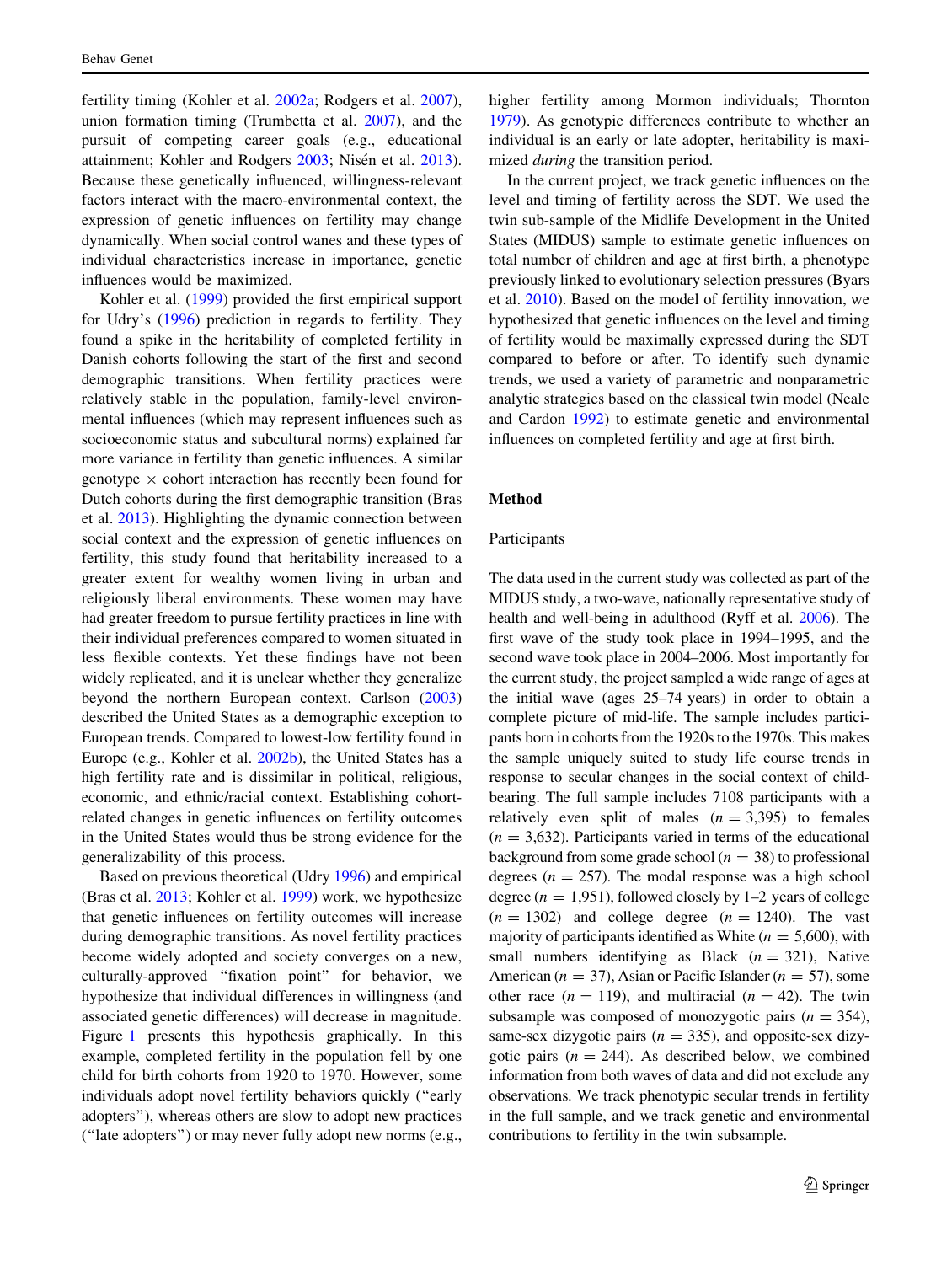fertility timing (Kohler et al. 2002a; Rodgers et al. 2007), union formation timing (Trumbetta et al. 2007), and the pursuit of competing career goals (e.g., educational attainment; Kohler and Rodgers 2003; Nisén et al. 2013). Because these genetically influenced, willingness-relevant factors interact with the macro-environmental context, the expression of genetic influences on fertility may change dynamically. When social control wanes and these types of individual characteristics increase in importance, genetic influences would be maximized.

Kohler et al. (1999) provided the first empirical support for Udry's (1996) prediction in regards to fertility. They found a spike in the heritability of completed fertility in Danish cohorts following the start of the first and second demographic transitions. When fertility practices were relatively stable in the population, family-level environmental influences (which may represent influences such as socioeconomic status and subcultural norms) explained far more variance in fertility than genetic influences. A similar genotype × cohort interaction has recently been found for Dutch cohorts during the first demographic transition (Bras et al. 2013). Highlighting the dynamic connection between social context and the expression of genetic influences on fertility, this study found that heritability increased to a greater extent for wealthy women living in urban and religiously liberal environments. These women may have had greater freedom to pursue fertility practices in line with their individual preferences compared to women situated in less flexible contexts. Yet these findings have not been widely replicated, and it is unclear whether they generalize beyond the northern European context. Carlson (2003) described the United States as a demographic exception to European trends. Compared to lowest-low fertility found in Europe (e.g., Kohler et al. 2002b), the United States has a high fertility rate and is dissimilar in political, religious, economic, and ethnic/racial context. Establishing cohort-related changes in genetic influences on fertility outcomes in the United States would thus be strong evidence for the generalizability of this process.

Based on previous theoretical (Udry 1996) and empirical (Bras et al. 2013; Kohler et al. 1999) work, we hypothesize that genetic influences on fertility outcomes will increase during demographic transitions. As novel fertility practices become widely adopted and society converges on a new, culturally-approved "fixation point" for behavior, we hypothesize that individual differences in willingness (and associated genetic differences) will decrease in magnitude. Figure 1 presents this hypothesis graphically. In this example, completed fertility in the population fell by one child for birth cohorts from 1920 to 1970. However, some individuals adopt novel fertility behaviors quickly ("early adopters"), whereas others are slow to adopt new practices ("late adopters") or may never fully adopt new norms (e.g., higher fertility among Mormon individuals; Thornton 1979). As genotypic differences contribute to whether an individual is an early or late adopter, heritability is maximized *during* the transition period.

In the current project, we track genetic influences on the level and timing of fertility across the SDT. We used the twin sub-sample of the Midlife Development in the United States (MIDUS) sample to estimate genetic influences on total number of children and age at first birth, a phenotype previously linked to evolutionary selection pressures (Byars et al. 2010). Based on the model of fertility innovation, we hypothesized that genetic influences on the level and timing of fertility would be maximally expressed during the SDT compared to before or after. To identify such dynamic trends, we used a variety of parametric and nonparametric analytic strategies based on the classical twin model (Neale and Cardon 1992) to estimate genetic and environmental influences on completed fertility and age at first birth.

## Method

### Participants

The data used in the current study was collected as part of the MIDUS study, a two-wave, nationally representative study of health and well-being in adulthood (Ryff et al. 2006). The first wave of the study took place in 1994–1995, and the second wave took place in 2004–2006. Most importantly for the current study, the project sampled a wide range of ages at the initial wave (ages 25–74 years) in order to obtain a complete picture of mid-life. The sample includes participants born in cohorts from the 1920s to the 1970s. This makes the sample uniquely suited to study life course trends in response to secular changes in the social context of childbearing. The full sample includes 7108 participants with a relatively even split of males ($n = 3{,}395$) to females ($n = 3{,}632$). Participants varied in terms of the educational background from some grade school ($n = 38$) to professional degrees ($n = 257$). The modal response was a high school degree ($n = 1{,}951$), followed closely by 1–2 years of college ($n = 1302$) and college degree ($n = 1240$). The vast majority of participants identified as White ($n = 5{,}600$), with small numbers identifying as Black ($n = 321$), Native American ($n = 37$), Asian or Pacific Islander ($n = 57$), some other race ($n = 119$), and multiracial ($n = 42$). The twin subsample was composed of monozygotic pairs ($n = 354$), same-sex dizygotic pairs ($n = 335$), and opposite-sex dizygotic pairs ($n = 244$). As described below, we combined information from both waves of data and did not exclude any observations. We track phenotypic secular trends in fertility in the full sample, and we track genetic and environmental contributions to fertility in the twin subsample.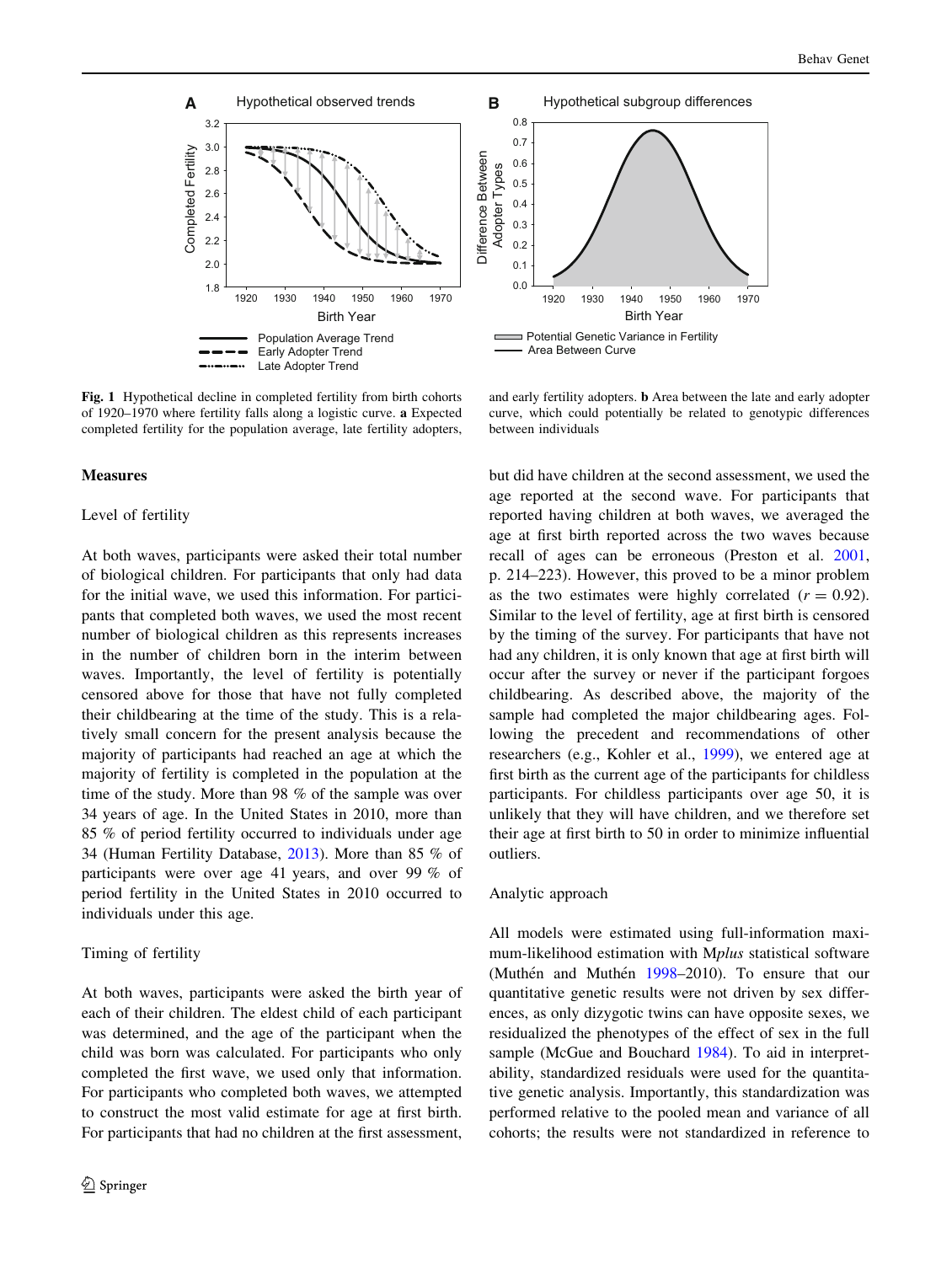Fig. 1 Hypothetical decline in completed fertility from birth cohorts of 1920–1970 where fertility falls along a logistic curve. **a** Expected completed fertility for the population average, late fertility adopters, and early fertility adopters. **b** Area between the late and early adopter curve, which could potentially be related to genotypic differences between individuals

## Measures

### Level of fertility

At both waves, participants were asked their total number of biological children. For participants that only had data for the initial wave, we used this information. For participants that completed both waves, we used the most recent number of biological children as this represents increases in the number of children born in the interim between waves. Importantly, the level of fertility is potentially censored above for those that have not fully completed their childbearing at the time of the study. This is a relatively small concern for the present analysis because the majority of participants had reached an age at which the majority of fertility is completed in the population at the time of the study. More than 98 % of the sample was over 34 years of age. In the United States in 2010, more than 85 % of period fertility occurred to individuals under age 34 (Human Fertility Database, 2013). More than 85 % of participants were over age 41 years, and over 99 % of period fertility in the United States in 2010 occurred to individuals under this age.

### Timing of fertility

At both waves, participants were asked the birth year of each of their children. The eldest child of each participant was determined, and the age of the participant when the child was born was calculated. For participants who only completed the first wave, we used only that information. For participants who completed both waves, we attempted to construct the most valid estimate for age at first birth. For participants that had no children at the first assessment, but did have children at the second assessment, we used the age reported at the second wave. For participants that reported having children at both waves, we averaged the age at first birth reported across the two waves because recall of ages can be erroneous (Preston et al. 2001, p. 214–223). However, this proved to be a minor problem as the two estimates were highly correlated ($r = 0.92$). Similar to the level of fertility, age at first birth is censored by the timing of the survey. For participants that have not had any children, it is only known that age at first birth will occur after the survey or never if the participant forgoes childbearing. As described above, the majority of the sample had completed the major childbearing ages. Following the precedent and recommendations of other researchers (e.g., Kohler et al., 1999), we entered age at first birth as the current age of the participants for childless participants. For childless participants over age 50, it is unlikely that they will have children, and we therefore set their age at first birth to 50 in order to minimize influential outliers.

### Analytic approach

All models were estimated using full-information maximum-likelihood estimation with M*plus* statistical software (Muthén and Muthén 1998–2010). To ensure that our quantitative genetic results were not driven by sex differences, as only dizygotic twins can have opposite sexes, we residualized the phenotypes of the effect of sex in the full sample (McGue and Bouchard 1984). To aid in interpretability, standardized residuals were used for the quantitative genetic analysis. Importantly, this standardization was performed relative to the pooled mean and variance of all cohorts; the results were not standardized in reference to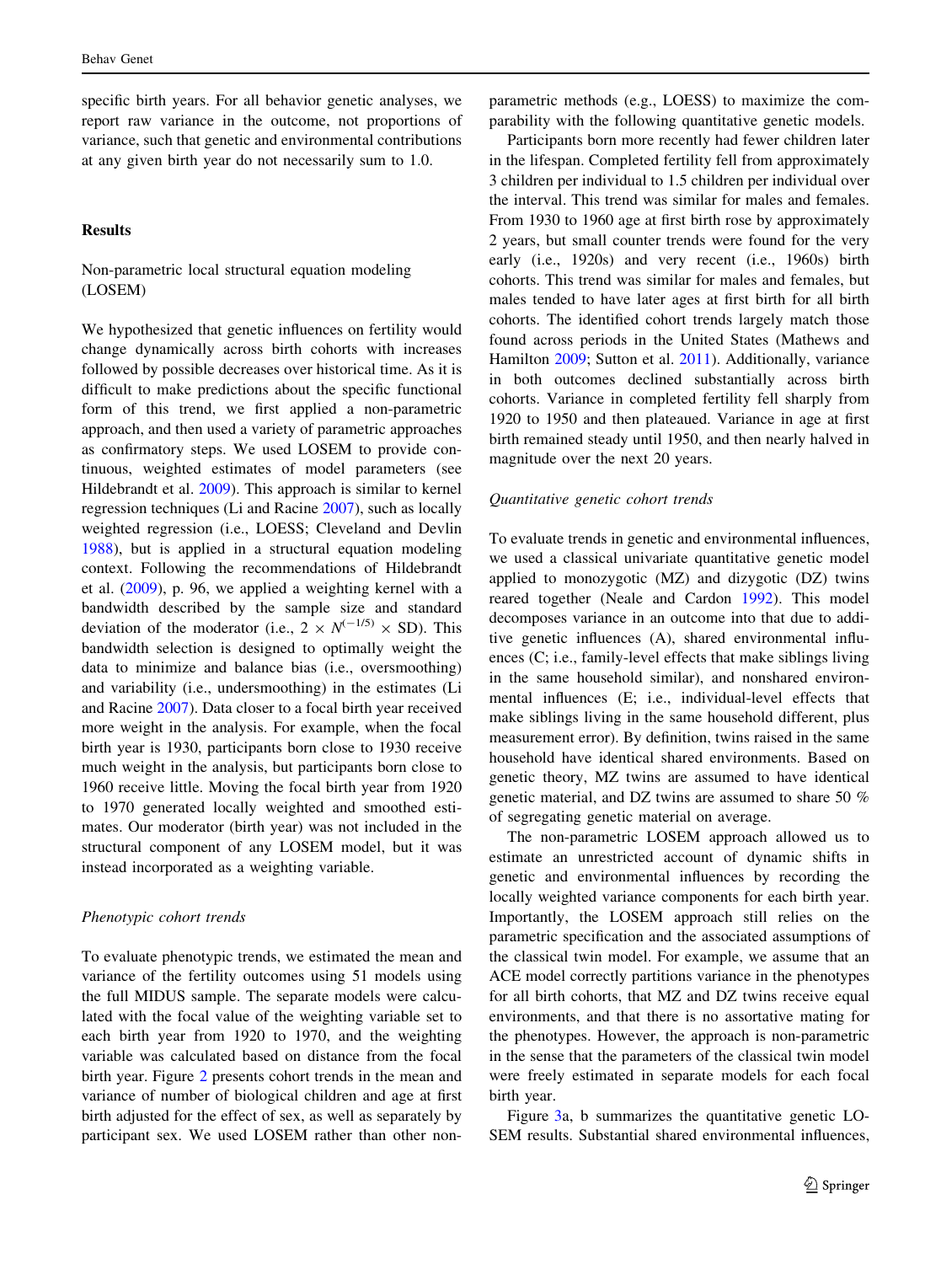specific birth years. For all behavior genetic analyses, we report raw variance in the outcome, not proportions of variance, such that genetic and environmental contributions at any given birth year do not necessarily sum to 1.0.

## Results

### Non-parametric local structural equation modeling (LOSEM)

We hypothesized that genetic influences on fertility would change dynamically across birth cohorts with increases followed by possible decreases over historical time. As it is difficult to make predictions about the specific functional form of this trend, we first applied a non-parametric approach, and then used a variety of parametric approaches as confirmatory steps. We used LOSEM to provide continuous, weighted estimates of model parameters (see Hildebrandt et al. 2009). This approach is similar to kernel regression techniques (Li and Racine 2007), such as locally weighted regression (i.e., LOESS; Cleveland and Devlin 1988), but is applied in a structural equation modeling context. Following the recommendations of Hildebrandt et al. (2009), p. 96, we applied a weighting kernel with a bandwidth described by the sample size and standard deviation of the moderator (i.e., $2 \times N^{(-1/5)} \times \text{SD}$). This bandwidth selection is designed to optimally weight the data to minimize and balance bias (i.e., oversmoothing) and variability (i.e., undersmoothing) in the estimates (Li and Racine 2007). Data closer to a focal birth year received more weight in the analysis. For example, when the focal birth year is 1930, participants born close to 1930 receive much weight in the analysis, but participants born close to 1960 receive little. Moving the focal birth year from 1920 to 1970 generated locally weighted and smoothed estimates. Our moderator (birth year) was not included in the structural component of any LOSEM model, but it was instead incorporated as a weighting variable.

### *Phenotypic cohort trends*

To evaluate phenotypic trends, we estimated the mean and variance of the fertility outcomes using 51 models using the full MIDUS sample. The separate models were calculated with the focal value of the weighting variable set to each birth year from 1920 to 1970, and the weighting variable was calculated based on distance from the focal birth year. Figure 2 presents cohort trends in the mean and variance of number of biological children and age at first birth adjusted for the effect of sex, as well as separately by participant sex. We used LOSEM rather than other non-parametric methods (e.g., LOESS) to maximize the comparability with the following quantitative genetic models.

Participants born more recently had fewer children later in the lifespan. Completed fertility fell from approximately 3 children per individual to 1.5 children per individual over the interval. This trend was similar for males and females. From 1930 to 1960 age at first birth rose by approximately 2 years, but small counter trends were found for the very early (i.e., 1920s) and very recent (i.e., 1960s) birth cohorts. This trend was similar for males and females, but males tended to have later ages at first birth for all birth cohorts. The identified cohort trends largely match those found across periods in the United States (Mathews and Hamilton 2009; Sutton et al. 2011). Additionally, variance in both outcomes declined substantially across birth cohorts. Variance in completed fertility fell sharply from 1920 to 1950 and then plateaued. Variance in age at first birth remained steady until 1950, and then nearly halved in magnitude over the next 20 years.

### *Quantitative genetic cohort trends*

To evaluate trends in genetic and environmental influences, we used a classical univariate quantitative genetic model applied to monozygotic (MZ) and dizygotic (DZ) twins reared together (Neale and Cardon 1992). This model decomposes variance in an outcome into that due to additive genetic influences (A), shared environmental influences (C; i.e., family-level effects that make siblings living in the same household similar), and nonshared environmental influences (E; i.e., individual-level effects that make siblings living in the same household different, plus measurement error). By definition, twins raised in the same household have identical shared environments. Based on genetic theory, MZ twins are assumed to have identical genetic material, and DZ twins are assumed to share 50 % of segregating genetic material on average.

The non-parametric LOSEM approach allowed us to estimate an unrestricted account of dynamic shifts in genetic and environmental influences by recording the locally weighted variance components for each birth year. Importantly, the LOSEM approach still relies on the parametric specification and the associated assumptions of the classical twin model. For example, we assume that an ACE model correctly partitions variance in the phenotypes for all birth cohorts, that MZ and DZ twins receive equal environments, and that there is no assortative mating for the phenotypes. However, the approach is non-parametric in the sense that the parameters of the classical twin model were freely estimated in separate models for each focal birth year.

Figure 3a, b summarizes the quantitative genetic LOSEM results. Substantial shared environmental influences,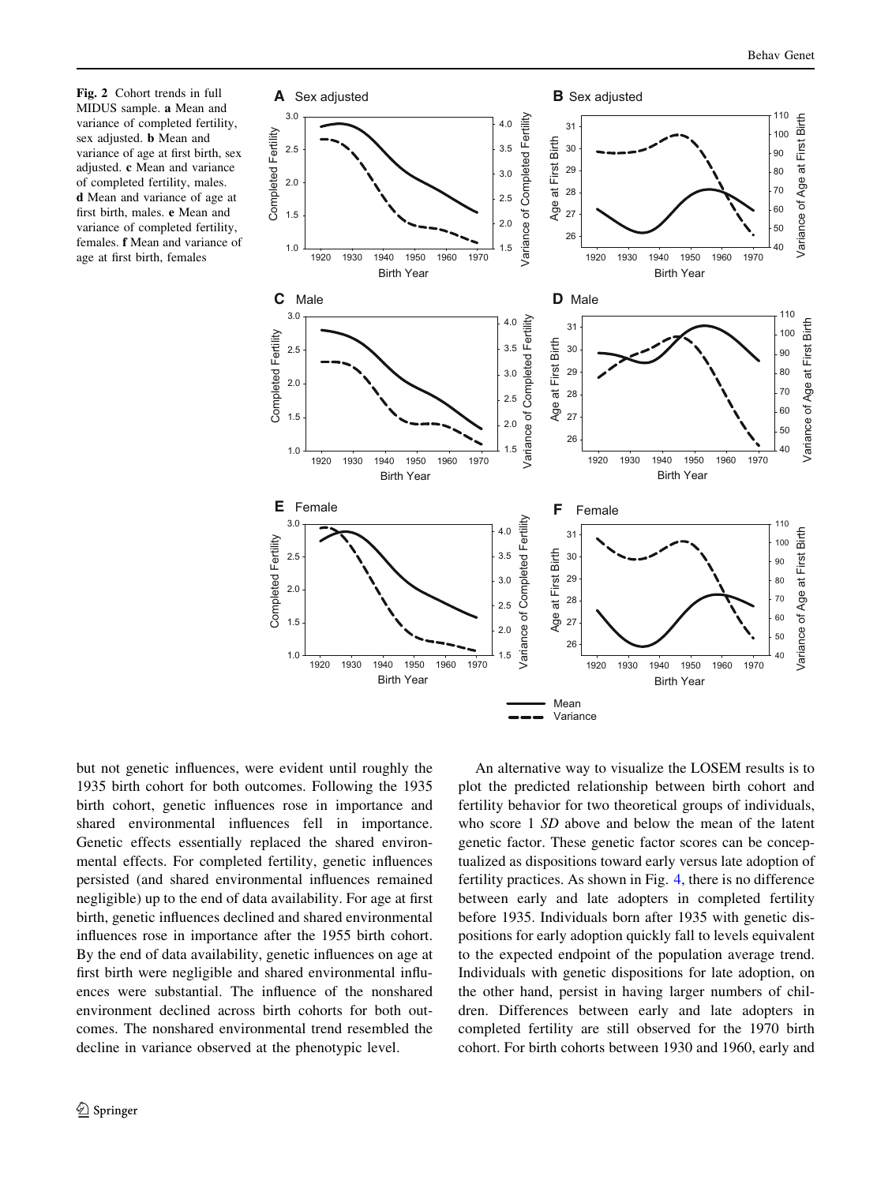**Fig. 2** Cohort trends in full MIDUS sample. **a** Mean and variance of completed fertility, sex adjusted. **b** Mean and variance of age at first birth, sex adjusted. **c** Mean and variance of completed fertility, males. **d** Mean and variance of age at first birth, males. **e** Mean and variance of completed fertility, females. **f** Mean and variance of age at first birth, females

but not genetic influences, were evident until roughly the 1935 birth cohort for both outcomes. Following the 1935 birth cohort, genetic influences rose in importance and shared environmental influences fell in importance. Genetic effects essentially replaced the shared environmental effects. For completed fertility, genetic influences persisted (and shared environmental influences remained negligible) up to the end of data availability. For age at first birth, genetic influences declined and shared environmental influences rose in importance after the 1955 birth cohort. By the end of data availability, genetic influences on age at first birth were negligible and shared environmental influences were substantial. The influence of the nonshared environment declined across birth cohorts for both outcomes. The nonshared environmental trend resembled the decline in variance observed at the phenotypic level.

An alternative way to visualize the LOSEM results is to plot the predicted relationship between birth cohort and fertility behavior for two theoretical groups of individuals, who score 1 *SD* above and below the mean of the latent genetic factor. These genetic factor scores can be conceptualized as dispositions toward early versus late adoption of fertility practices. As shown in Fig. 4, there is no difference between early and late adopters in completed fertility before 1935. Individuals born after 1935 with genetic dispositions for early adoption quickly fall to levels equivalent to the expected endpoint of the population average trend. Individuals with genetic dispositions for late adoption, on the other hand, persist in having larger numbers of children. Differences between early and late adopters in completed fertility are still observed for the 1970 birth cohort. For birth cohorts between 1930 and 1960, early and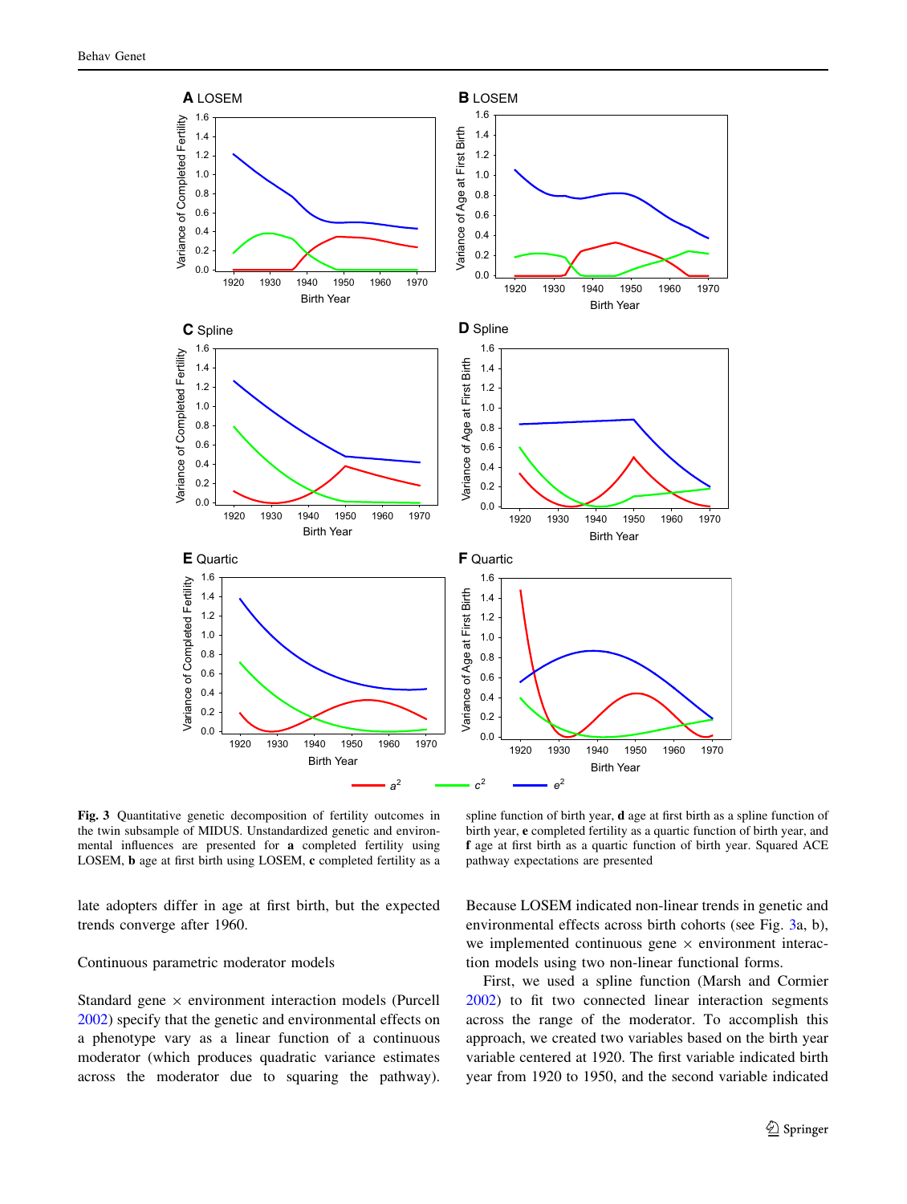**Fig. 3** Quantitative genetic decomposition of fertility outcomes in the twin subsample of MIDUS. Unstandardized genetic and environmental influences are presented for **a** completed fertility using LOSEM, **b** age at first birth using LOSEM, **c** completed fertility as a spline function of birth year, **d** age at first birth as a spline function of birth year, **e** completed fertility as a quartic function of birth year, and **f** age at first birth as a quartic function of birth year. Squared ACE pathway expectations are presented

late adopters differ in age at first birth, but the expected trends converge after 1960.

Continuous parametric moderator models

Standard gene × environment interaction models (Purcell 2002) specify that the genetic and environmental effects on a phenotype vary as a linear function of a continuous moderator (which produces quadratic variance estimates across the moderator due to squaring the pathway). Because LOSEM indicated non-linear trends in genetic and environmental effects across birth cohorts (see Fig. 3a, b), we implemented continuous gene × environment interaction models using two non-linear functional forms.

First, we used a spline function (Marsh and Cormier 2002) to fit two connected linear interaction segments across the range of the moderator. To accomplish this approach, we created two variables based on the birth year variable centered at 1920. The first variable indicated birth year from 1920 to 1950, and the second variable indicated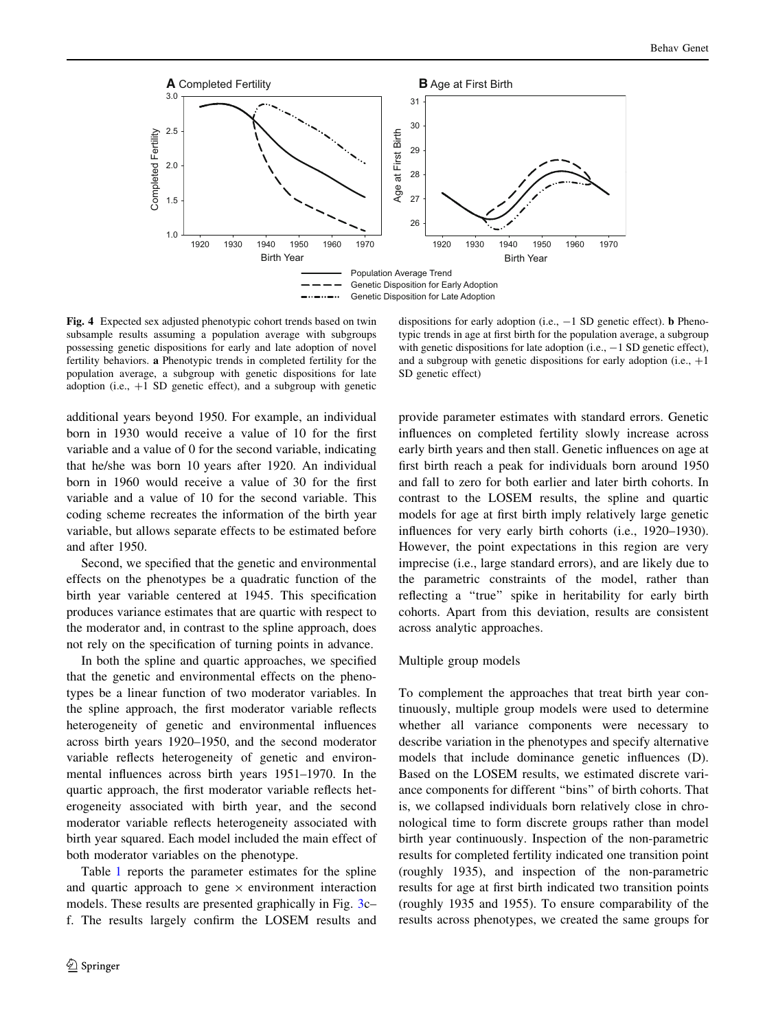**Fig. 4** Expected sex adjusted phenotypic cohort trends based on twin subsample results assuming a population average with subgroups possessing genetic dispositions for early and late adoption of novel fertility behaviors. **a** Phenotypic trends in completed fertility for the population average, a subgroup with genetic dispositions for late adoption (i.e., +1 SD genetic effect), and a subgroup with genetic dispositions for early adoption (i.e., −1 SD genetic effect). **b** Phenotypic trends in age at first birth for the population average, a subgroup with genetic dispositions for late adoption (i.e., −1 SD genetic effect), and a subgroup with genetic dispositions for early adoption (i.e., +1 SD genetic effect)

additional years beyond 1950. For example, an individual born in 1930 would receive a value of 10 for the first variable and a value of 0 for the second variable, indicating that he/she was born 10 years after 1920. An individual born in 1960 would receive a value of 30 for the first variable and a value of 10 for the second variable. This coding scheme recreates the information of the birth year variable, but allows separate effects to be estimated before and after 1950.

Second, we specified that the genetic and environmental effects on the phenotypes be a quadratic function of the birth year variable centered at 1945. This specification produces variance estimates that are quartic with respect to the moderator and, in contrast to the spline approach, does not rely on the specification of turning points in advance.

In both the spline and quartic approaches, we specified that the genetic and environmental effects on the phenotypes be a linear function of two moderator variables. In the spline approach, the first moderator variable reflects heterogeneity of genetic and environmental influences across birth years 1920–1950, and the second moderator variable reflects heterogeneity of genetic and environmental influences across birth years 1951–1970. In the quartic approach, the first moderator variable reflects heterogeneity associated with birth year, and the second moderator variable reflects heterogeneity associated with birth year squared. Each model included the main effect of both moderator variables on the phenotype.

Table 1 reports the parameter estimates for the spline and quartic approach to gene × environment interaction models. These results are presented graphically in Fig. 3c–f. The results largely confirm the LOSEM results and provide parameter estimates with standard errors. Genetic influences on completed fertility slowly increase across early birth years and then stall. Genetic influences on age at first birth reach a peak for individuals born around 1950 and fall to zero for both earlier and later birth cohorts. In contrast to the LOSEM results, the spline and quartic models for age at first birth imply relatively large genetic influences for very early birth cohorts (i.e., 1920–1930). However, the point expectations in this region are very imprecise (i.e., large standard errors), and are likely due to the parametric constraints of the model, rather than reflecting a "true" spike in heritability for early birth cohorts. Apart from this deviation, results are consistent across analytic approaches.

### Multiple group models

To complement the approaches that treat birth year continuously, multiple group models were used to determine whether all variance components were necessary to describe variation in the phenotypes and specify alternative models that include dominance genetic influences (D). Based on the LOSEM results, we estimated discrete variance components for different "bins" of birth cohorts. That is, we collapsed individuals born relatively close in chronological time to form discrete groups rather than model birth year continuously. Inspection of the non-parametric results for completed fertility indicated one transition point (roughly 1935), and inspection of the non-parametric results for age at first birth indicated two transition points (roughly 1935 and 1955). To ensure comparability of the results across phenotypes, we created the same groups for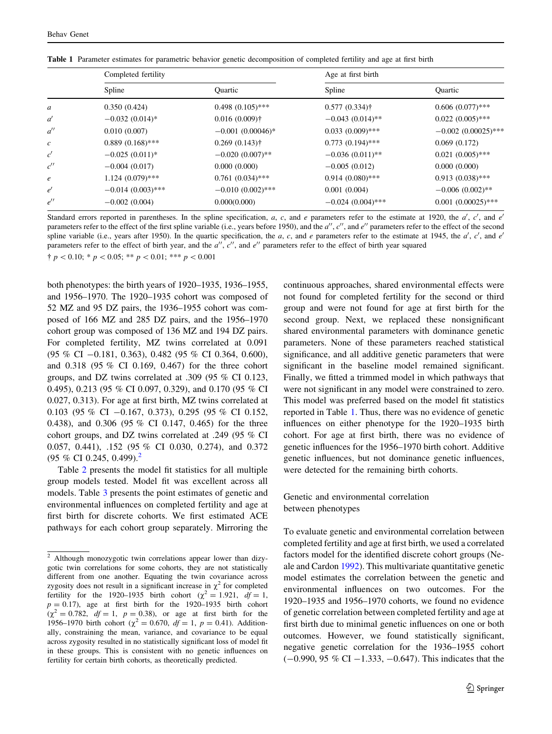**Table 1** Parameter estimates for parametric behavior genetic decomposition of completed fertility and age at first birth

| | Completed fertility | | Age at first birth | |
|---|---|---|---|---|
| | Spline | Quartic | Spline | Quartic |
| $a$ | 0.350 (0.424) | 0.498 (0.105)*** | 0.577 (0.334)† | 0.606 (0.077)*** |
| $a'$ | −0.032 (0.014)* | 0.016 (0.009)† | −0.043 (0.014)** | 0.022 (0.005)*** |
| $a''$ | 0.010 (0.007) | −0.001 (0.00046)* | 0.033 (0.009)*** | −0.002 (0.00025)*** |
| $c$ | 0.889 (0.168)*** | 0.269 (0.143)† | 0.773 (0.194)*** | 0.069 (0.172) |
| $c'$ | −0.025 (0.011)* | −0.020 (0.007)** | −0.036 (0.011)** | 0.021 (0.005)*** |
| $c''$ | −0.004 (0.017) | 0.000 (0.000) | −0.005 (0.012) | 0.000 (0.000) |
| $e$ | 1.124 (0.079)*** | 0.761 (0.034)*** | 0.914 (0.080)*** | 0.913 (0.038)*** |
| $e'$ | −0.014 (0.003)*** | −0.010 (0.002)*** | 0.001 (0.004) | −0.006 (0.002)** |
| $e''$ | −0.002 (0.004) | 0.000(0.000) | −0.024 (0.004)*** | 0.001 (0.00025)*** |

Standard errors reported in parentheses. In the spline specification, $a$, $c$, and $e$ parameters refer to the estimate at 1920, the $a'$, $c'$, and $e'$ parameters refer to the effect of the first spline variable (i.e., years before 1950), and the $a''$, $c''$, and $e''$ parameters refer to the effect of the second spline variable (i.e., years after 1950). In the quartic specification, the $a$, $c$, and $e$ parameters refer to the estimate at 1945, the $a'$, $c'$, and $e'$ parameters refer to the effect of the birth year, and the $a''$, $c''$, and $e''$ parameters refer to the effect of birth year squared

† $p < 0.10$; * $p < 0.05$; ** $p < 0.01$; *** $p < 0.001$

both phenotypes: the birth years of 1920–1935, 1936–1955, and 1956–1970. The 1920–1935 cohort was composed of 52 MZ and 95 DZ pairs, the 1936–1955 cohort was composed of 166 MZ and 285 DZ pairs, and the 1956–1970 cohort group was composed of 136 MZ and 194 DZ pairs. For completed fertility, MZ twins correlated at 0.091 (95 % CI −0.181, 0.363), 0.482 (95 % CI 0.364, 0.600), and 0.318 (95 % CI 0.169, 0.467) for the three cohort groups, and DZ twins correlated at .309 (95 % CI 0.123, 0.495), 0.213 (95 % CI 0.097, 0.329), and 0.170 (95 % CI 0.027, 0.313). For age at first birth, MZ twins correlated at 0.103 (95 % CI −0.167, 0.373), 0.295 (95 % CI 0.152, 0.438), and 0.306 (95 % CI 0.147, 0.465) for the three cohort groups, and DZ twins correlated at .249 (95 % CI 0.057, 0.441), .152 (95 % CI 0.030, 0.274), and 0.372 (95 % CI 0.245, 0.499).[2]

Table 2 presents the model fit statistics for all multiple group models tested. Model fit was excellent across all models. Table 3 presents the point estimates of genetic and environmental influences on completed fertility and age at first birth for discrete cohorts. We first estimated ACE pathways for each cohort group separately. Mirroring the continuous approaches, shared environmental effects were not found for completed fertility for the second or third group and were not found for age at first birth for the second group. Next, we replaced these nonsignificant shared environmental parameters with dominance genetic parameters. None of these parameters reached statistical significance, and all additive genetic parameters that were significant in the baseline model remained significant. Finally, we fitted a trimmed model in which pathways that were not significant in any model were constrained to zero. This model was preferred based on the model fit statistics reported in Table 1. Thus, there was no evidence of genetic influences on either phenotype for the 1920–1935 birth cohort. For age at first birth, there was no evidence of genetic influences for the 1956–1970 birth cohort. Additive genetic influences, but not dominance genetic influences, were detected for the remaining birth cohorts.

### Genetic and environmental correlation between phenotypes

To evaluate genetic and environmental correlation between completed fertility and age at first birth, we used a correlated factors model for the identified discrete cohort groups (Neale and Cardon 1992). This multivariate quantitative genetic model estimates the correlation between the genetic and environmental influences on two outcomes. For the 1920–1935 and 1956–1970 cohorts, we found no evidence of genetic correlation between completed fertility and age at first birth due to minimal genetic influences on one or both outcomes. However, we found statistically significant, negative genetic correlation for the 1936–1955 cohort (−0.990, 95 % CI −1.333, −0.647). This indicates that the

[2] Although monozygotic twin correlations appear lower than dizygotic twin correlations for some cohorts, they are not statistically different from one another. Equating the twin covariance across zygosity does not result in a significant increase in $\chi^2$ for completed fertility for the 1920–1935 birth cohort ($\chi^2 = 1.921$, $df = 1$, $p = 0.17$), age at first birth for the 1920–1935 birth cohort ($\chi^2 = 0.782$, $df = 1$, $p = 0.38$), or age at first birth for the 1956–1970 birth cohort ($\chi^2 = 0.670$, $df = 1$, $p = 0.41$). Additionally, constraining the mean, variance, and covariance to be equal across zygosity resulted in no statistically significant loss of model fit in these groups. This is consistent with no genetic influences on fertility for certain birth cohorts, as theoretically predicted.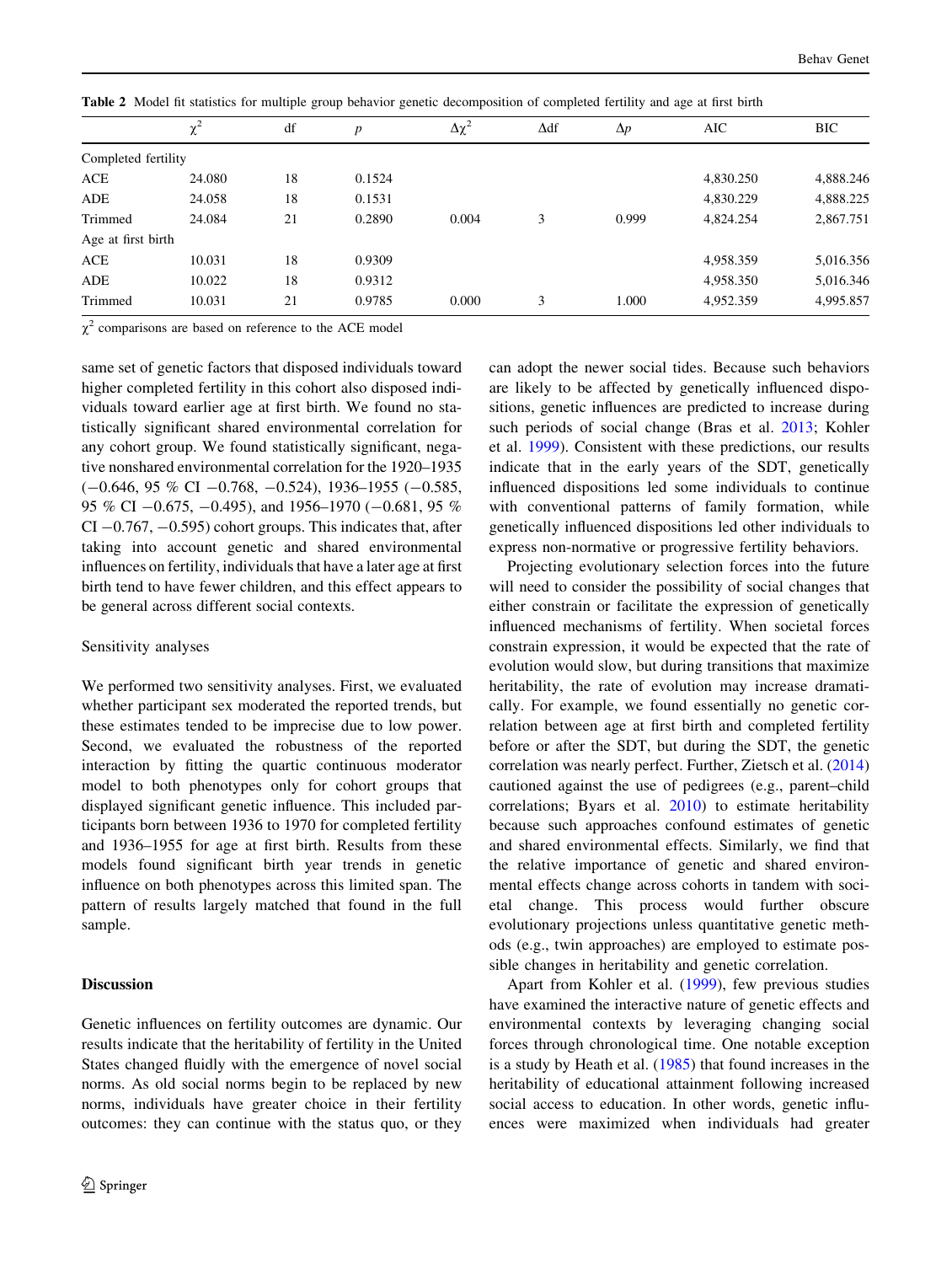Table 2 Model fit statistics for multiple group behavior genetic decomposition of completed fertility and age at first birth

| | $\chi^2$ | df | $p$ | $\Delta\chi^2$ | $\Delta$df | $\Delta p$ | AIC | BIC |
|---|---|---|---|---|---|---|---|---|
| Completed fertility | | | | | | | | |
| ACE | 24.080 | 18 | 0.1524 | | | | 4,830.250 | 4,888.246 |
| ADE | 24.058 | 18 | 0.1531 | | | | 4,830.229 | 4,888.225 |
| Trimmed | 24.084 | 21 | 0.2890 | 0.004 | 3 | 0.999 | 4,824.254 | 2,867.751 |
| Age at first birth | | | | | | | | |
| ACE | 10.031 | 18 | 0.9309 | | | | 4,958.359 | 5,016.356 |
| ADE | 10.022 | 18 | 0.9312 | | | | 4,958.350 | 5,016.346 |
| Trimmed | 10.031 | 21 | 0.9785 | 0.000 | 3 | 1.000 | 4,952.359 | 4,995.857 |

$\chi^2$ comparisons are based on reference to the ACE model

same set of genetic factors that disposed individuals toward higher completed fertility in this cohort also disposed individuals toward earlier age at first birth. We found no statistically significant shared environmental correlation for any cohort group. We found statistically significant, negative nonshared environmental correlation for the 1920–1935 (−0.646, 95 % CI −0.768, −0.524), 1936–1955 (−0.585, 95 % CI −0.675, −0.495), and 1956–1970 (−0.681, 95 % CI −0.767, −0.595) cohort groups. This indicates that, after taking into account genetic and shared environmental influences on fertility, individuals that have a later age at first birth tend to have fewer children, and this effect appears to be general across different social contexts.

### Sensitivity analyses

We performed two sensitivity analyses. First, we evaluated whether participant sex moderated the reported trends, but these estimates tended to be imprecise due to low power. Second, we evaluated the robustness of the reported interaction by fitting the quartic continuous moderator model to both phenotypes only for cohort groups that displayed significant genetic influence. This included participants born between 1936 to 1970 for completed fertility and 1936–1955 for age at first birth. Results from these models found significant birth year trends in genetic influence on both phenotypes across this limited span. The pattern of results largely matched that found in the full sample.

## Discussion

Genetic influences on fertility outcomes are dynamic. Our results indicate that the heritability of fertility in the United States changed fluidly with the emergence of novel social norms. As old social norms begin to be replaced by new norms, individuals have greater choice in their fertility outcomes: they can continue with the status quo, or they can adopt the newer social tides. Because such behaviors are likely to be affected by genetically influenced dispositions, genetic influences are predicted to increase during such periods of social change (Bras et al. 2013; Kohler et al. 1999). Consistent with these predictions, our results indicate that in the early years of the SDT, genetically influenced dispositions led some individuals to continue with conventional patterns of family formation, while genetically influenced dispositions led other individuals to express non-normative or progressive fertility behaviors.

Projecting evolutionary selection forces into the future will need to consider the possibility of social changes that either constrain or facilitate the expression of genetically influenced mechanisms of fertility. When societal forces constrain expression, it would be expected that the rate of evolution would slow, but during transitions that maximize heritability, the rate of evolution may increase dramatically. For example, we found essentially no genetic correlation between age at first birth and completed fertility before or after the SDT, but during the SDT, the genetic correlation was nearly perfect. Further, Zietsch et al. (2014) cautioned against the use of pedigrees (e.g., parent–child correlations; Byars et al. 2010) to estimate heritability because such approaches confound estimates of genetic and shared environmental effects. Similarly, we find that the relative importance of genetic and shared environmental effects change across cohorts in tandem with societal change. This process would further obscure evolutionary projections unless quantitative genetic methods (e.g., twin approaches) are employed to estimate possible changes in heritability and genetic correlation.

Apart from Kohler et al. (1999), few previous studies have examined the interactive nature of genetic effects and environmental contexts by leveraging changing social forces through chronological time. One notable exception is a study by Heath et al. (1985) that found increases in the heritability of educational attainment following increased social access to education. In other words, genetic influences were maximized when individuals had greater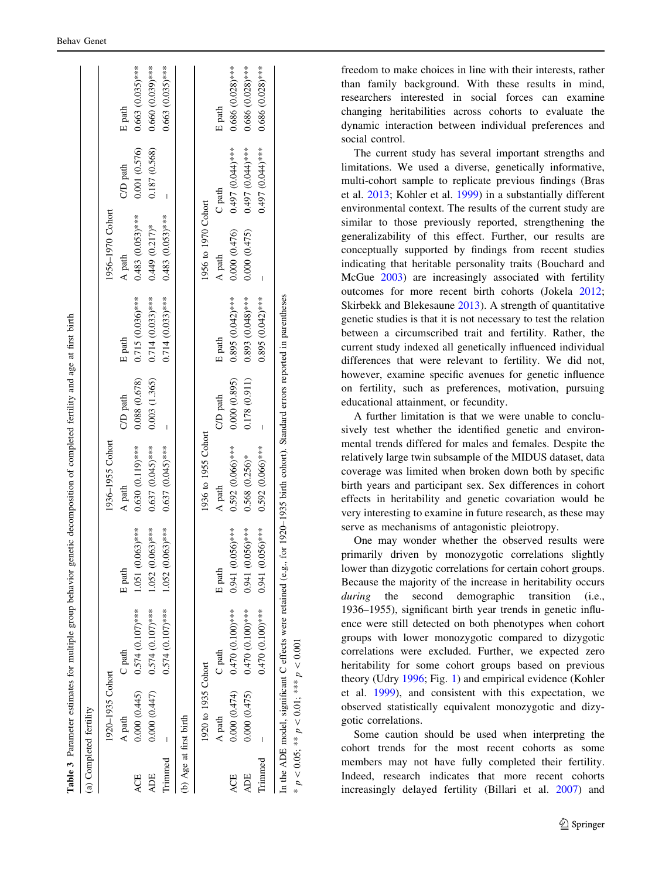**Table 3** Parameter estimates for multiple group behavior genetic decomposition of completed fertility and age at first birth

(a) Completed fertility

| | 1920–1935 Cohort | | | 1936–1955 Cohort | | | 1956–1970 Cohort | | |
|---|---|---|---|---|---|---|---|---|---|
| | A path | C path | E path | A path | C/D path | E path | A path | C/D path | E path |
| ACE | 0.000 (0.445) | 0.574 (0.107)*** | 1.051 (0.063)*** | 0.630 (0.119)*** | 0.088 (0.678) | 0.715 (0.036)*** | 0.483 (0.053)*** | 0.001 (0.576) | 0.663 (0.035)*** |
| ADE | 0.000 (0.447) | 0.574 (0.107)*** | 1.052 (0.063)*** | 0.637 (0.045)*** | 0.003 (1.365) | 0.714 (0.033)*** | 0.449 (0.217)* | 0.187 (0.568) | 0.660 (0.039)*** |
| Trimmed | – | 0.574 (0.107)*** | 1.052 (0.063)*** | 0.637 (0.045)*** | – | 0.714 (0.033)*** | 0.483 (0.053)*** | – | 0.663 (0.035)*** |

(b) Age at first birth

| | 1920 to 1935 Cohort | | | 1936 to 1955 Cohort | | | 1956 to 1970 Cohort | | |
|---|---|---|---|---|---|---|---|---|---|
| | A path | C path | E path | A path | C/D path | E path | A path | C path | E path |
| ACE | 0.000 (0.474) | 0.470 (0.100)*** | 0.941 (0.056)*** | 0.592 (0.066)*** | 0.000 (0.895) | 0.895 (0.042)*** | 0.000 (0.476) | 0.497 (0.044)*** | 0.686 (0.028)*** |
| ADE | 0.000 (0.475) | 0.470 (0.100)*** | 0.941 (0.056)*** | 0.568 (0.256)* | 0.178 (0.911) | 0.893 (0.048)*** | 0.000 (0.475) | 0.497 (0.044)*** | 0.686 (0.028)*** |
| Trimmed | – | 0.470 (0.100)*** | 0.941 (0.056)*** | 0.592 (0.066)*** | – | 0.895 (0.042)*** | – | 0.497 (0.044)*** | 0.686 (0.028)*** |

In the ADE model, significant C effects were retained (e.g., for 1920–1935 birth cohort). Standard errors reported in parentheses

* $p < 0.05$; ** $p < 0.01$; *** $p < 0.001$

freedom to make choices in line with their interests, rather than family background. With these results in mind, researchers interested in social forces can examine changing heritabilities across cohorts to evaluate the dynamic interaction between individual preferences and social control.

The current study has several important strengths and limitations. We used a diverse, genetically informative, multi-cohort sample to replicate previous findings (Bras et al. 2013; Kohler et al. 1999) in a substantially different environmental context. The results of the current study are similar to those previously reported, strengthening the generalizability of this effect. Further, our results are conceptually supported by findings from recent studies indicating that heritable personality traits (Bouchard and McGue 2003) are increasingly associated with fertility outcomes for more recent birth cohorts (Jokela 2012; Skirbekk and Blekesaune 2013). A strength of quantitative genetic studies is that it is not necessary to test the relation between a circumscribed trait and fertility. Rather, the current study indexed all genetically influenced individual differences that were relevant to fertility. We did not, however, examine specific avenues for genetic influence on fertility, such as preferences, motivation, pursuing educational attainment, or fecundity.

A further limitation is that we were unable to conclusively test whether the identified genetic and environmental trends differed for males and females. Despite the relatively large twin subsample of the MIDUS dataset, data coverage was limited when broken down both by specific birth years and participant sex. Sex differences in cohort effects in heritability and genetic covariation would be very interesting to examine in future research, as these may serve as mechanisms of antagonistic pleiotropy.

One may wonder whether the observed results were primarily driven by monozygotic correlations slightly lower than dizygotic correlations for certain cohort groups. Because the majority of the increase in heritability occurs *during* the second demographic transition (i.e., 1936–1955), significant birth year trends in genetic influence were still detected on both phenotypes when cohort groups with lower monozygotic compared to dizygotic correlations were excluded. Further, we expected zero heritability for some cohort groups based on previous theory (Udry 1996; Fig. 1) and empirical evidence (Kohler et al. 1999), and consistent with this expectation, we observed statistically equivalent monozygotic and dizygotic correlations.

Some caution should be used when interpreting the cohort trends for the most recent cohorts as some members may not have fully completed their fertility. Indeed, research indicates that more recent cohorts increasingly delayed fertility (Billari et al. 2007) and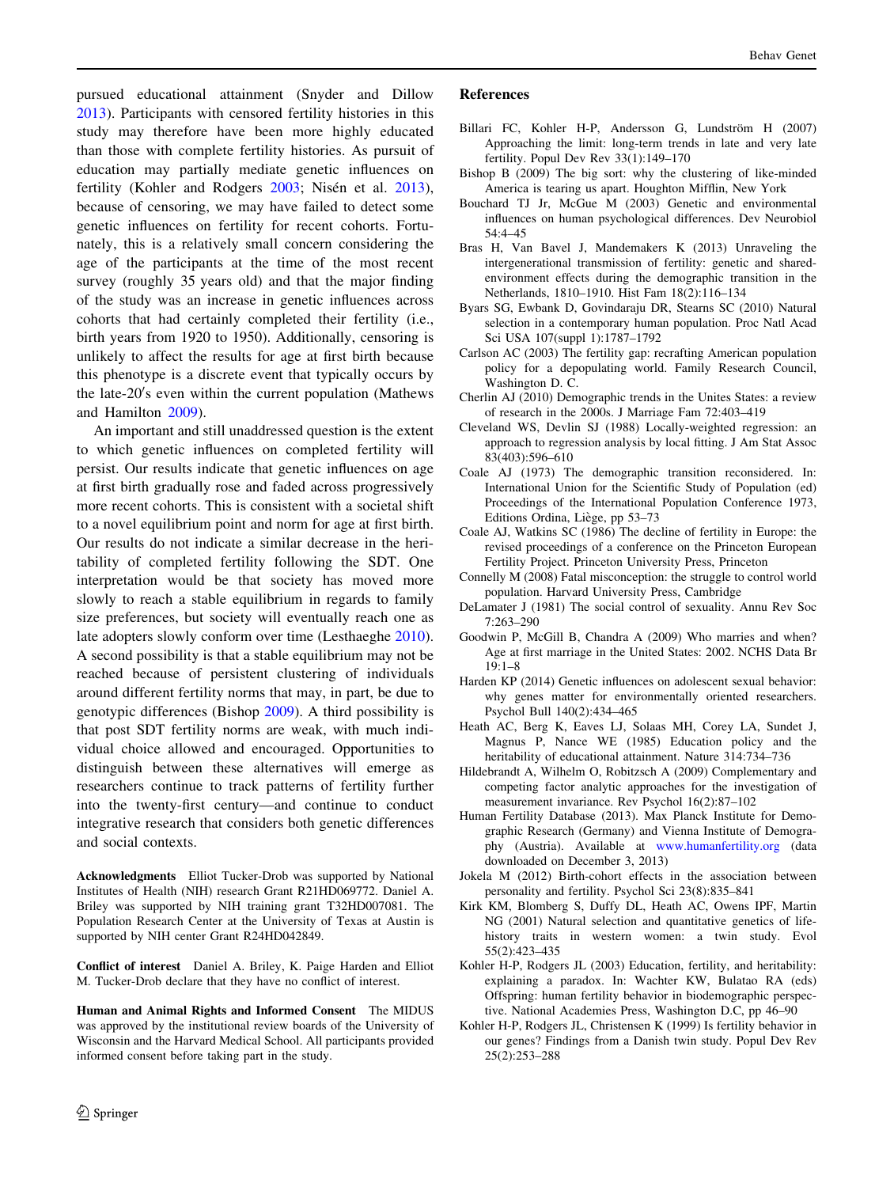pursued educational attainment (Snyder and Dillow 2013). Participants with censored fertility histories in this study may therefore have been more highly educated than those with complete fertility histories. As pursuit of education may partially mediate genetic influences on fertility (Kohler and Rodgers 2003; Nisén et al. 2013), because of censoring, we may have failed to detect some genetic influences on fertility for recent cohorts. Fortunately, this is a relatively small concern considering the age of the participants at the time of the most recent survey (roughly 35 years old) and that the major finding of the study was an increase in genetic influences across cohorts that had certainly completed their fertility (i.e., birth years from 1920 to 1950). Additionally, censoring is unlikely to affect the results for age at first birth because this phenotype is a discrete event that typically occurs by the late-20′s even within the current population (Mathews and Hamilton 2009).

An important and still unaddressed question is the extent to which genetic influences on completed fertility will persist. Our results indicate that genetic influences on age at first birth gradually rose and faded across progressively more recent cohorts. This is consistent with a societal shift to a novel equilibrium point and norm for age at first birth. Our results do not indicate a similar decrease in the heritability of completed fertility following the SDT. One interpretation would be that society has moved more slowly to reach a stable equilibrium in regards to family size preferences, but society will eventually reach one as late adopters slowly conform over time (Lesthaeghe 2010). A second possibility is that a stable equilibrium may not be reached because of persistent clustering of individuals around different fertility norms that may, in part, be due to genotypic differences (Bishop 2009). A third possibility is that post SDT fertility norms are weak, with much individual choice allowed and encouraged. Opportunities to distinguish between these alternatives will emerge as researchers continue to track patterns of fertility further into the twenty-first century—and continue to conduct integrative research that considers both genetic differences and social contexts.

**Acknowledgments** Elliot Tucker-Drob was supported by National Institutes of Health (NIH) research Grant R21HD069772. Daniel A. Briley was supported by NIH training grant T32HD007081. The Population Research Center at the University of Texas at Austin is supported by NIH center Grant R24HD042849.

**Conflict of interest** Daniel A. Briley, K. Paige Harden and Elliot M. Tucker-Drob declare that they have no conflict of interest.

**Human and Animal Rights and Informed Consent** The MIDUS was approved by the institutional review boards of the University of Wisconsin and the Harvard Medical School. All participants provided informed consent before taking part in the study.

## References

Billari FC, Kohler H-P, Andersson G, Lundström H (2007) Approaching the limit: long-term trends in late and very late fertility. Popul Dev Rev 33(1):149–170

Bishop B (2009) The big sort: why the clustering of like-minded America is tearing us apart. Houghton Mifflin, New York

Bouchard TJ Jr, McGue M (2003) Genetic and environmental influences on human psychological differences. Dev Neurobiol 54:4–45

Bras H, Van Bavel J, Mandemakers K (2013) Unraveling the intergenerational transmission of fertility: genetic and shared-environment effects during the demographic transition in the Netherlands, 1810–1910. Hist Fam 18(2):116–134

Byars SG, Ewbank D, Govindaraju DR, Stearns SC (2010) Natural selection in a contemporary human population. Proc Natl Acad Sci USA 107(suppl 1):1787–1792

Carlson AC (2003) The fertility gap: recrafting American population policy for a depopulating world. Family Research Council, Washington D. C.

Cherlin AJ (2010) Demographic trends in the Unites States: a review of research in the 2000s. J Marriage Fam 72:403–419

Cleveland WS, Devlin SJ (1988) Locally-weighted regression: an approach to regression analysis by local fitting. J Am Stat Assoc 83(403):596–610

Coale AJ (1973) The demographic transition reconsidered. In: International Union for the Scientific Study of Population (ed) Proceedings of the International Population Conference 1973, Editions Ordina, Liège, pp 53–73

Coale AJ, Watkins SC (1986) The decline of fertility in Europe: the revised proceedings of a conference on the Princeton European Fertility Project. Princeton University Press, Princeton

Connelly M (2008) Fatal misconception: the struggle to control world population. Harvard University Press, Cambridge

DeLamater J (1981) The social control of sexuality. Annu Rev Soc 7:263–290

Goodwin P, McGill B, Chandra A (2009) Who marries and when? Age at first marriage in the United States: 2002. NCHS Data Br 19:1–8

Harden KP (2014) Genetic influences on adolescent sexual behavior: why genes matter for environmentally oriented researchers. Psychol Bull 140(2):434–465

Heath AC, Berg K, Eaves LJ, Solaas MH, Corey LA, Sundet J, Magnus P, Nance WE (1985) Education policy and the heritability of educational attainment. Nature 314:734–736

Hildebrandt A, Wilhelm O, Robitzsch A (2009) Complementary and competing factor analytic approaches for the investigation of measurement invariance. Rev Psychol 16(2):87–102

Human Fertility Database (2013). Max Planck Institute for Demographic Research (Germany) and Vienna Institute of Demography (Austria). Available at www.humanfertility.org (data downloaded on December 3, 2013)

Jokela M (2012) Birth-cohort effects in the association between personality and fertility. Psychol Sci 23(8):835–841

Kirk KM, Blomberg S, Duffy DL, Heath AC, Owens IPF, Martin NG (2001) Natural selection and quantitative genetics of life-history traits in western women: a twin study. Evol 55(2):423–435

Kohler H-P, Rodgers JL (2003) Education, fertility, and heritability: explaining a paradox. In: Wachter KW, Bulatao RA (eds) Offspring: human fertility behavior in biodemographic perspective. National Academies Press, Washington D.C, pp 46–90

Kohler H-P, Rodgers JL, Christensen K (1999) Is fertility behavior in our genes? Findings from a Danish twin study. Popul Dev Rev 25(2):253–288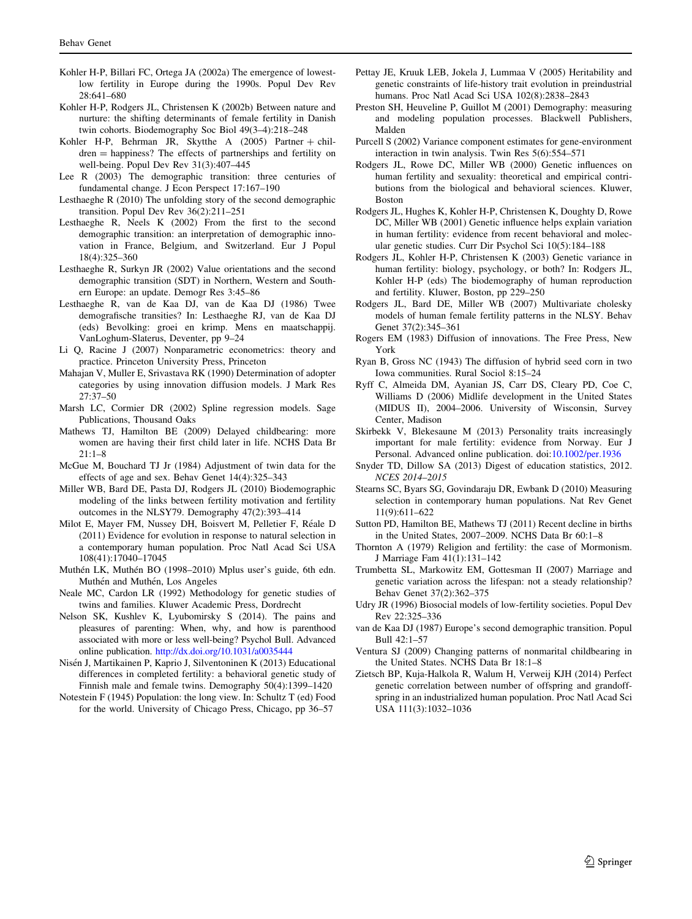Kohler H-P, Billari FC, Ortega JA (2002a) The emergence of lowest-low fertility in Europe during the 1990s. Popul Dev Rev 28:641–680

Kohler H-P, Rodgers JL, Christensen K (2002b) Between nature and nurture: the shifting determinants of female fertility in Danish twin cohorts. Biodemography Soc Biol 49(3–4):218–248

Kohler H-P, Behrman JR, Skytthe A (2005) Partner + children = happiness? The effects of partnerships and fertility on well-being. Popul Dev Rev 31(3):407–445

Lee R (2003) The demographic transition: three centuries of fundamental change. J Econ Perspect 17:167–190

Lesthaeghe R (2010) The unfolding story of the second demographic transition. Popul Dev Rev 36(2):211–251

Lesthaeghe R, Neels K (2002) From the first to the second demographic transition: an interpretation of demographic innovation in France, Belgium, and Switzerland. Eur J Popul 18(4):325–360

Lesthaeghe R, Surkyn JR (2002) Value orientations and the second demographic transition (SDT) in Northern, Western and Southern Europe: an update. Demogr Res 3:45–86

Lesthaeghe R, van de Kaa DJ, van de Kaa DJ (1986) Twee demografische transities? In: Lesthaeghe RJ, van de Kaa DJ (eds) Bevolking: groei en krimp. Mens en maatschappij. VanLoghum-Slaterus, Deventer, pp 9–24

Li Q, Racine J (2007) Nonparametric econometrics: theory and practice. Princeton University Press, Princeton

Mahajan V, Muller E, Srivastava RK (1990) Determination of adopter categories by using innovation diffusion models. J Mark Res 27:37–50

Marsh LC, Cormier DR (2002) Spline regression models. Sage Publications, Thousand Oaks

Mathews TJ, Hamilton BE (2009) Delayed childbearing: more women are having their first child later in life. NCHS Data Br 21:1–8

McGue M, Bouchard TJ Jr (1984) Adjustment of twin data for the effects of age and sex. Behav Genet 14(4):325–343

Miller WB, Bard DE, Pasta DJ, Rodgers JL (2010) Biodemographic modeling of the links between fertility motivation and fertility outcomes in the NLSY79. Demography 47(2):393–414

Milot E, Mayer FM, Nussey DH, Boisvert M, Pelletier F, Réale D (2011) Evidence for evolution in response to natural selection in a contemporary human population. Proc Natl Acad Sci USA 108(41):17040–17045

Muthén LK, Muthén BO (1998–2010) Mplus user's guide, 6th edn. Muthén and Muthén, Los Angeles

Neale MC, Cardon LR (1992) Methodology for genetic studies of twins and families. Kluwer Academic Press, Dordrecht

Nelson SK, Kushlev K, Lyubomirsky S (2014). The pains and pleasures of parenting: When, why, and how is parenthood associated with more or less well-being? Psychol Bull. Advanced online publication. http://dx.doi.org/10.1031/a0035444

Nisén J, Martikainen P, Kaprio J, Silventoninen K (2013) Educational differences in completed fertility: a behavioral genetic study of Finnish male and female twins. Demography 50(4):1399–1420

Notestein F (1945) Population: the long view. In: Schultz T (ed) Food for the world. University of Chicago Press, Chicago, pp 36–57

Pettay JE, Kruuk LEB, Jokela J, Lummaa V (2005) Heritability and genetic constraints of life-history trait evolution in preindustrial humans. Proc Natl Acad Sci USA 102(8):2838–2843

Preston SH, Heuveline P, Guillot M (2001) Demography: measuring and modeling population processes. Blackwell Publishers, Malden

Purcell S (2002) Variance component estimates for gene-environment interaction in twin analysis. Twin Res 5(6):554–571

Rodgers JL, Rowe DC, Miller WB (2000) Genetic influences on human fertility and sexuality: theoretical and empirical contributions from the biological and behavioral sciences. Kluwer, Boston

Rodgers JL, Hughes K, Kohler H-P, Christensen K, Doughty D, Rowe DC, Miller WB (2001) Genetic influence helps explain variation in human fertility: evidence from recent behavioral and molecular genetic studies. Curr Dir Psychol Sci 10(5):184–188

Rodgers JL, Kohler H-P, Christensen K (2003) Genetic variance in human fertility: biology, psychology, or both? In: Rodgers JL, Kohler H-P (eds) The biodemography of human reproduction and fertility. Kluwer, Boston, pp 229–250

Rodgers JL, Bard DE, Miller WB (2007) Multivariate cholesky models of human female fertility patterns in the NLSY. Behav Genet 37(2):345–361

Rogers EM (1983) Diffusion of innovations. The Free Press, New York

Ryan B, Gross NC (1943) The diffusion of hybrid seed corn in two Iowa communities. Rural Sociol 8:15–24

Ryff C, Almeida DM, Ayanian JS, Carr DS, Cleary PD, Coe C, Williams D (2006) Midlife development in the United States (MIDUS II), 2004–2006. University of Wisconsin, Survey Center, Madison

Skirbekk V, Blekesaune M (2013) Personality traits increasingly important for male fertility: evidence from Norway. Eur J Personal. Advanced online publication. doi:10.1002/per.1936

Snyder TD, Dillow SA (2013) Digest of education statistics, 2012. *NCES 2014–2015*

Stearns SC, Byars SG, Govindaraju DR, Ewbank D (2010) Measuring selection in contemporary human populations. Nat Rev Genet 11(9):611–622

Sutton PD, Hamilton BE, Mathews TJ (2011) Recent decline in births in the United States, 2007–2009. NCHS Data Br 60:1–8

Thornton A (1979) Religion and fertility: the case of Mormonism. J Marriage Fam 41(1):131–142

Trumbetta SL, Markowitz EM, Gottesman II (2007) Marriage and genetic variation across the lifespan: not a steady relationship? Behav Genet 37(2):362–375

Udry JR (1996) Biosocial models of low-fertility societies. Popul Dev Rev 22:325–336

van de Kaa DJ (1987) Europe's second demographic transition. Popul Bull 42:1–57

Ventura SJ (2009) Changing patterns of nonmarital childbearing in the United States. NCHS Data Br 18:1–8

Zietsch BP, Kuja-Halkola R, Walum H, Verweij KJH (2014) Perfect genetic correlation between number of offspring and grandoffspring in an industrialized human population. Proc Natl Acad Sci USA 111(3):1032–1036